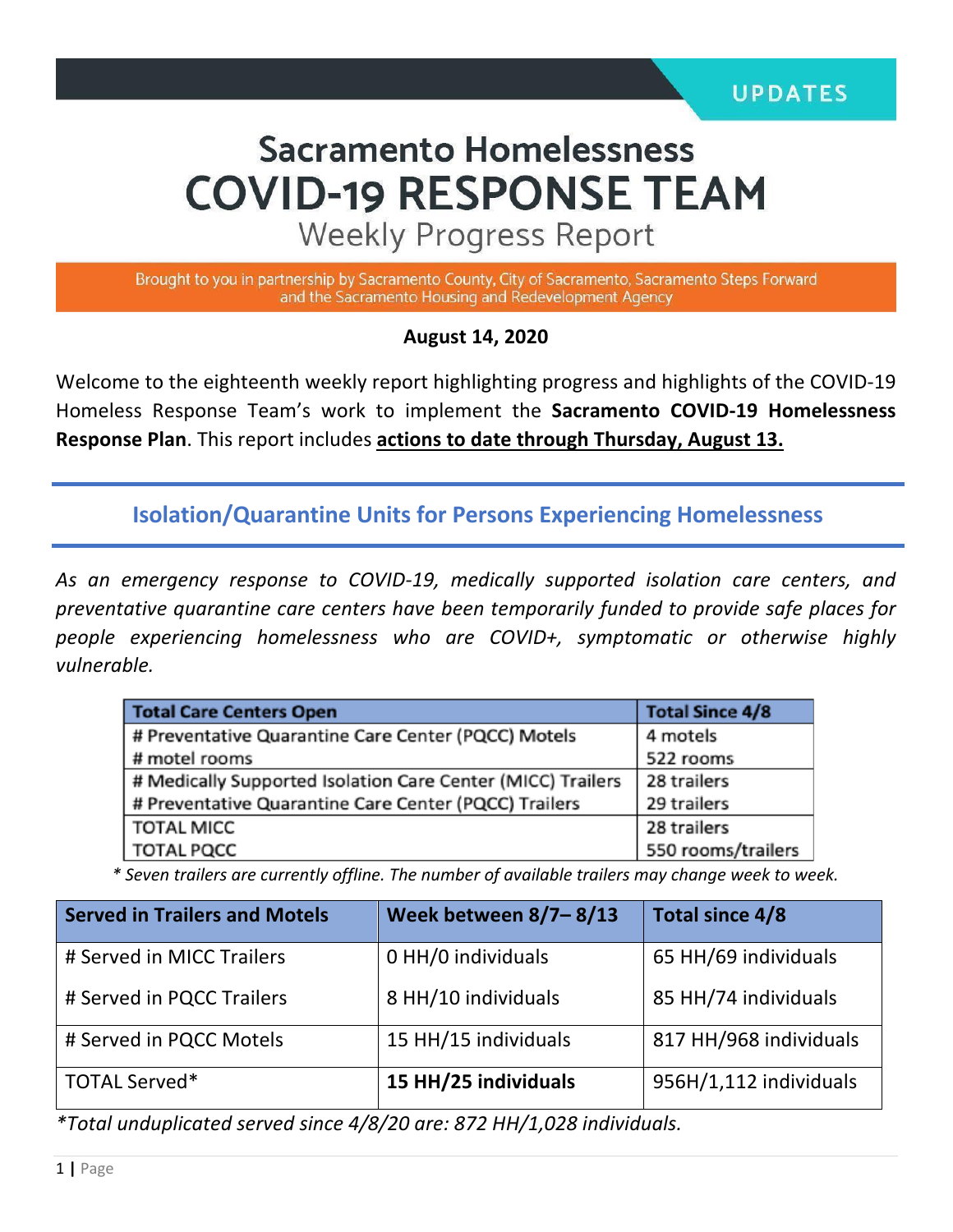UPDATES

# Sacramento Homelessness COVID-19 RESPONSE TEAM

## Weekly Progress Report

Brought to you in partnership by Sacramento County, City of Sacramento, Sacramento Steps Forward and the Sacramento Housing and Redevelopment Agency

**August 14, 2020**

Welcome to the eighteenth weekly report highlighting progress and highlights of the COVID-19 Homeless Response Team's work to implement the **Sacramento COVID-19 Homelessness Response Plan**. This report includes **actions to date through Thursday, August 13.**

## Isolation/Quarantine Units for Persons Experiencing Homelessness

*As an emergency response to COVID-19, medically supported isolation care centers, and preventative quarantine care centers have been temporarily funded to provide safe places for people experiencing homelessness who are COVID+, symptomatic or otherwise highly vulnerable.*

| Total Care Centers Open | Total Since 4/8 |
|---|---|
| # Preventative Quarantine Care Center (PQCC) Motels<br># motel rooms | 4 motels<br>522 rooms |
| # Medically Supported Isolation Care Center (MICC) Trailers<br># Preventative Quarantine Care Center (PQCC) Trailers | 28 trailers<br>29 trailers |
| TOTAL MICC<br>TOTAL PQCC | 28 trailers<br>550 rooms/trailers |

*\* Seven trailers are currently offline. The number of available trailers may change week to week.*

| Served in Trailers and Motels | Week between 8/7– 8/13 | Total since 4/8 |
|---|---|---|
| # Served in MICC Trailers<br># Served in PQCC Trailers | 0 HH/0 individuals<br>8 HH/10 individuals | 65 HH/69 individuals<br>85 HH/74 individuals |
| # Served in PQCC Motels | 15 HH/15 individuals | 817 HH/968 individuals |
| TOTAL Served* | **15 HH/25 individuals** | 956H/1,112 individuals |

*\*Total unduplicated served since 4/8/20 are: 872 HH/1,028 individuals.*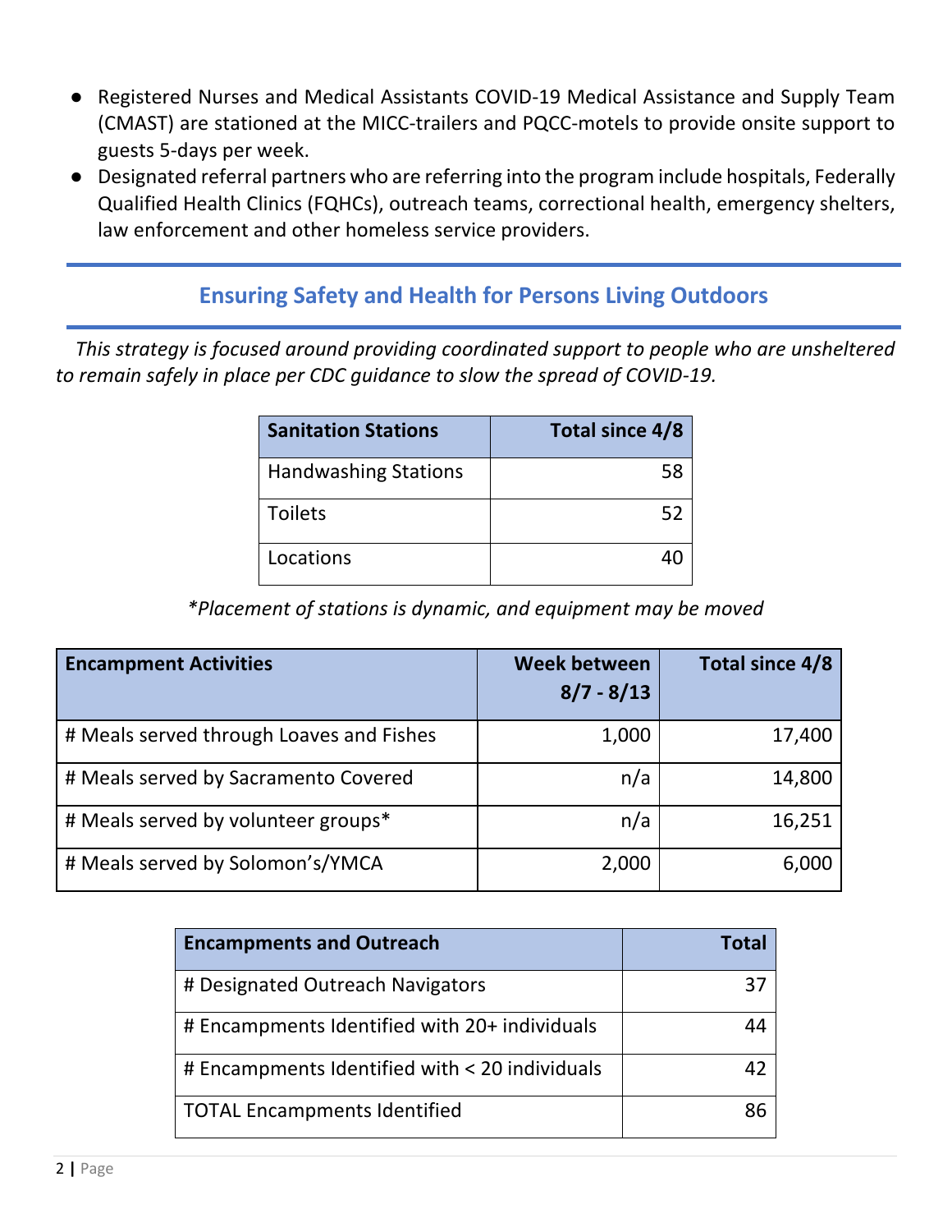- Registered Nurses and Medical Assistants COVID-19 Medical Assistance and Supply Team (CMAST) are stationed at the MICC-trailers and PQCC-motels to provide onsite support to guests 5-days per week.
- Designated referral partners who are referring into the program include hospitals, Federally Qualified Health Clinics (FQHCs), outreach teams, correctional health, emergency shelters, law enforcement and other homeless service providers.

## Ensuring Safety and Health for Persons Living Outdoors

*This strategy is focused around providing coordinated support to people who are unsheltered to remain safely in place per CDC guidance to slow the spread of COVID-19.*

| Sanitation Stations | Total since 4/8 |
|---|---:|
| Handwashing Stations | 58 |
| Toilets | 52 |
| Locations | 40 |

*\*Placement of stations is dynamic, and equipment may be moved*

| Encampment Activities | Week between 8/7 - 8/13 | Total since 4/8 |
|---|---:|---:|
| # Meals served through Loaves and Fishes | 1,000 | 17,400 |
| # Meals served by Sacramento Covered | n/a | 14,800 |
| # Meals served by volunteer groups* | n/a | 16,251 |
| # Meals served by Solomon's/YMCA | 2,000 | 6,000 |

| Encampments and Outreach | Total |
|---|---:|
| # Designated Outreach Navigators | 37 |
| # Encampments Identified with 20+ individuals | 44 |
| # Encampments Identified with < 20 individuals | 42 |
| TOTAL Encampments Identified | 86 |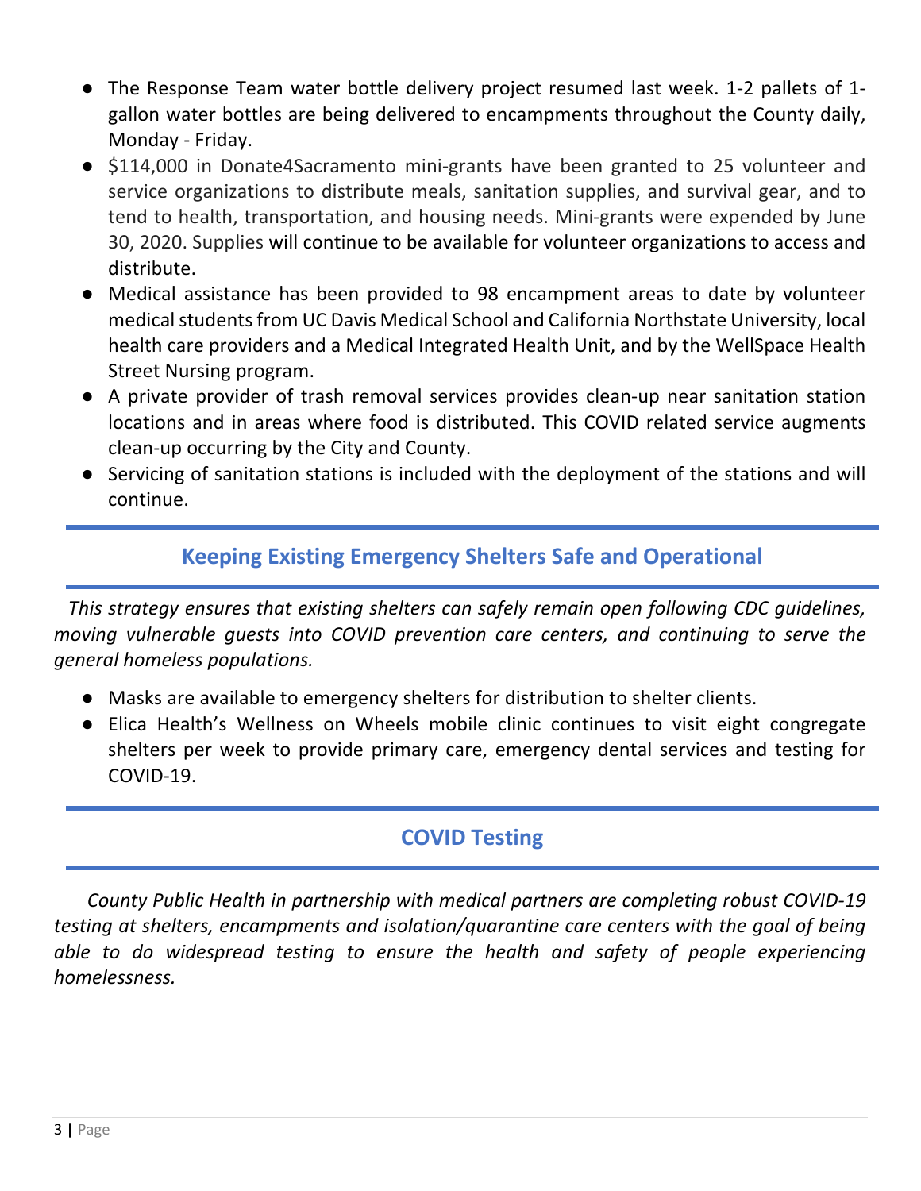- The Response Team water bottle delivery project resumed last week. 1-2 pallets of 1-gallon water bottles are being delivered to encampments throughout the County daily, Monday - Friday.
- $114,000 in Donate4Sacramento mini-grants have been granted to 25 volunteer and service organizations to distribute meals, sanitation supplies, and survival gear, and to tend to health, transportation, and housing needs. Mini-grants were expended by June 30, 2020. Supplies will continue to be available for volunteer organizations to access and distribute.
- Medical assistance has been provided to 98 encampment areas to date by volunteer medical students from UC Davis Medical School and California Northstate University, local health care providers and a Medical Integrated Health Unit, and by the WellSpace Health Street Nursing program.
- A private provider of trash removal services provides clean-up near sanitation station locations and in areas where food is distributed. This COVID related service augments clean-up occurring by the City and County.
- Servicing of sanitation stations is included with the deployment of the stations and will continue.

## Keeping Existing Emergency Shelters Safe and Operational

*This strategy ensures that existing shelters can safely remain open following CDC guidelines, moving vulnerable guests into COVID prevention care centers, and continuing to serve the general homeless populations.*

- Masks are available to emergency shelters for distribution to shelter clients.
- Elica Health's Wellness on Wheels mobile clinic continues to visit eight congregate shelters per week to provide primary care, emergency dental services and testing for COVID-19.

## COVID Testing

*County Public Health in partnership with medical partners are completing robust COVID-19 testing at shelters, encampments and isolation/quarantine care centers with the goal of being able to do widespread testing to ensure the health and safety of people experiencing homelessness.*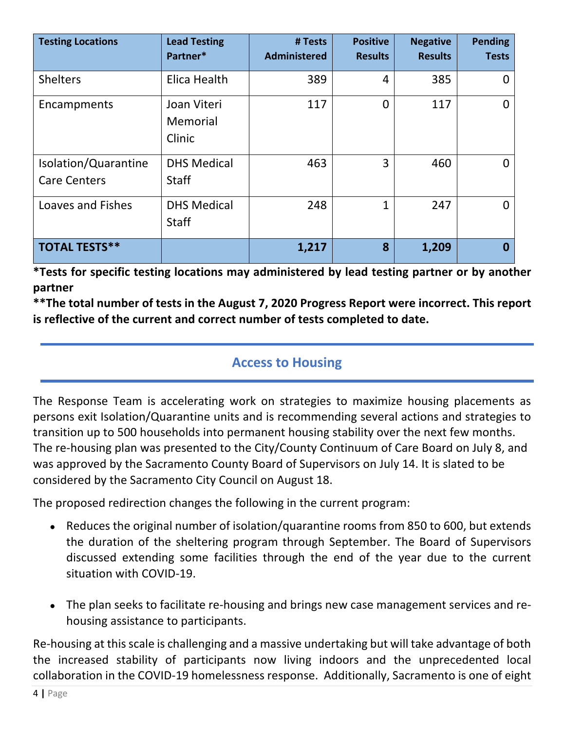| Testing Locations | Lead Testing Partner* | # Tests Administered | Positive Results | Negative Results | Pending Tests |
|---|---|---|---|---|---|
| Shelters | Elica Health | 389 | 4 | 385 | 0 |
| Encampments | Joan Viteri Memorial Clinic | 117 | 0 | 117 | 0 |
| Isolation/Quarantine Care Centers | DHS Medical Staff | 463 | 3 | 460 | 0 |
| Loaves and Fishes | DHS Medical Staff | 248 | 1 | 247 | 0 |
| **TOTAL TESTS**** | | **1,217** | **8** | **1,209** | **0** |

***Tests for specific testing locations may administered by lead testing partner or by another partner**

****The total number of tests in the August 7, 2020 Progress Report were incorrect. This report is reflective of the current and correct number of tests completed to date.**

## Access to Housing

The Response Team is accelerating work on strategies to maximize housing placements as persons exit Isolation/Quarantine units and is recommending several actions and strategies to transition up to 500 households into permanent housing stability over the next few months. The re-housing plan was presented to the City/County Continuum of Care Board on July 8, and was approved by the Sacramento County Board of Supervisors on July 14. It is slated to be considered by the Sacramento City Council on August 18.

The proposed redirection changes the following in the current program:

- Reduces the original number of isolation/quarantine rooms from 850 to 600, but extends the duration of the sheltering program through September. The Board of Supervisors discussed extending some facilities through the end of the year due to the current situation with COVID-19.

- The plan seeks to facilitate re-housing and brings new case management services and re-housing assistance to participants.

Re-housing at this scale is challenging and a massive undertaking but will take advantage of both the increased stability of participants now living indoors and the unprecedented local collaboration in the COVID-19 homelessness response. Additionally, Sacramento is one of eight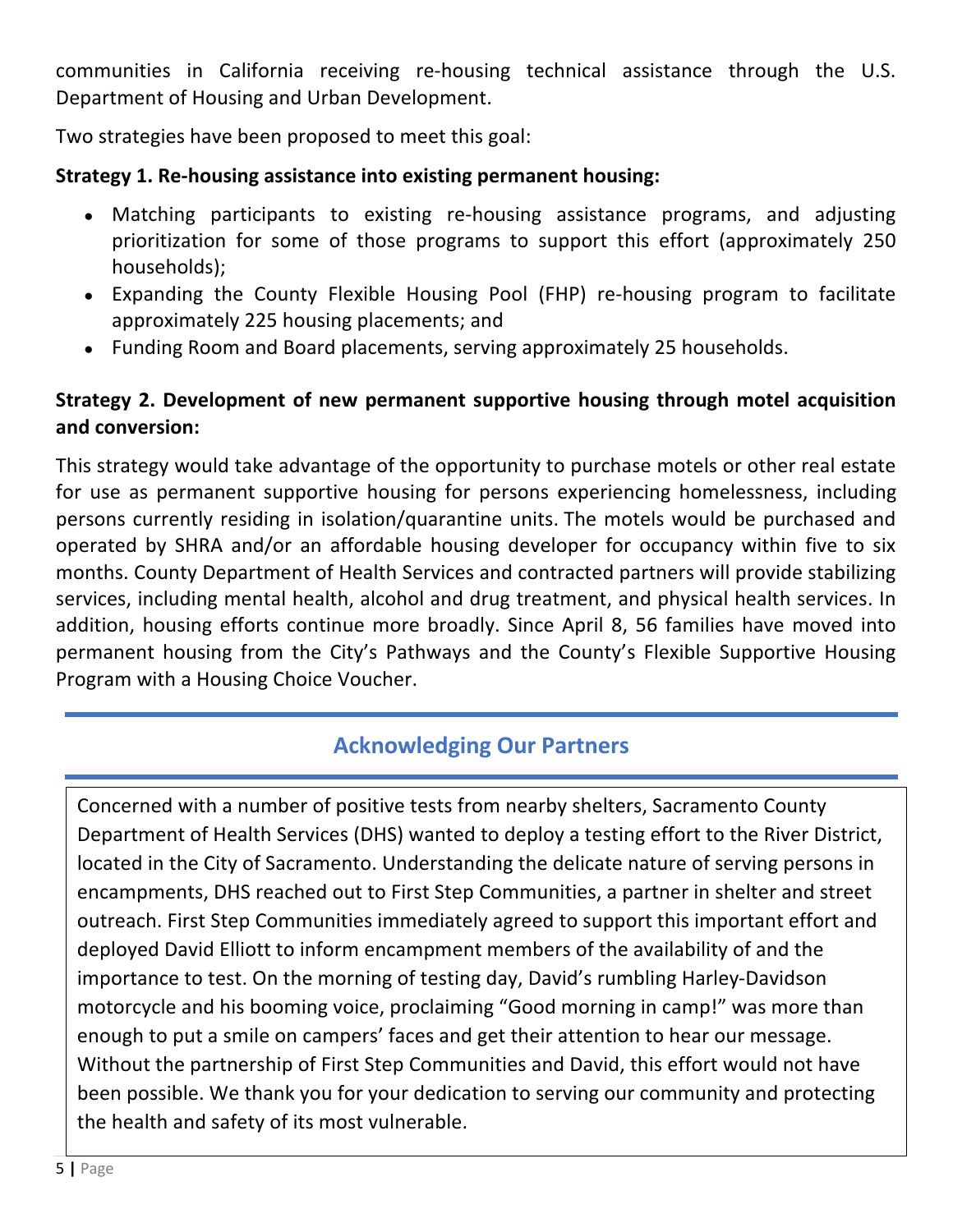communities in California receiving re-housing technical assistance through the U.S. Department of Housing and Urban Development.

Two strategies have been proposed to meet this goal:

**Strategy 1. Re-housing assistance into existing permanent housing:**

- Matching participants to existing re-housing assistance programs, and adjusting prioritization for some of those programs to support this effort (approximately 250 households);
- Expanding the County Flexible Housing Pool (FHP) re-housing program to facilitate approximately 225 housing placements; and
- Funding Room and Board placements, serving approximately 25 households.

**Strategy 2. Development of new permanent supportive housing through motel acquisition and conversion:**

This strategy would take advantage of the opportunity to purchase motels or other real estate for use as permanent supportive housing for persons experiencing homelessness, including persons currently residing in isolation/quarantine units. The motels would be purchased and operated by SHRA and/or an affordable housing developer for occupancy within five to six months. County Department of Health Services and contracted partners will provide stabilizing services, including mental health, alcohol and drug treatment, and physical health services. In addition, housing efforts continue more broadly. Since April 8, 56 families have moved into permanent housing from the City's Pathways and the County's Flexible Supportive Housing Program with a Housing Choice Voucher.

## Acknowledging Our Partners

Concerned with a number of positive tests from nearby shelters, Sacramento County Department of Health Services (DHS) wanted to deploy a testing effort to the River District, located in the City of Sacramento. Understanding the delicate nature of serving persons in encampments, DHS reached out to First Step Communities, a partner in shelter and street outreach. First Step Communities immediately agreed to support this important effort and deployed David Elliott to inform encampment members of the availability of and the importance to test. On the morning of testing day, David's rumbling Harley-Davidson motorcycle and his booming voice, proclaiming "Good morning in camp!" was more than enough to put a smile on campers' faces and get their attention to hear our message. Without the partnership of First Step Communities and David, this effort would not have been possible. We thank you for your dedication to serving our community and protecting the health and safety of its most vulnerable.